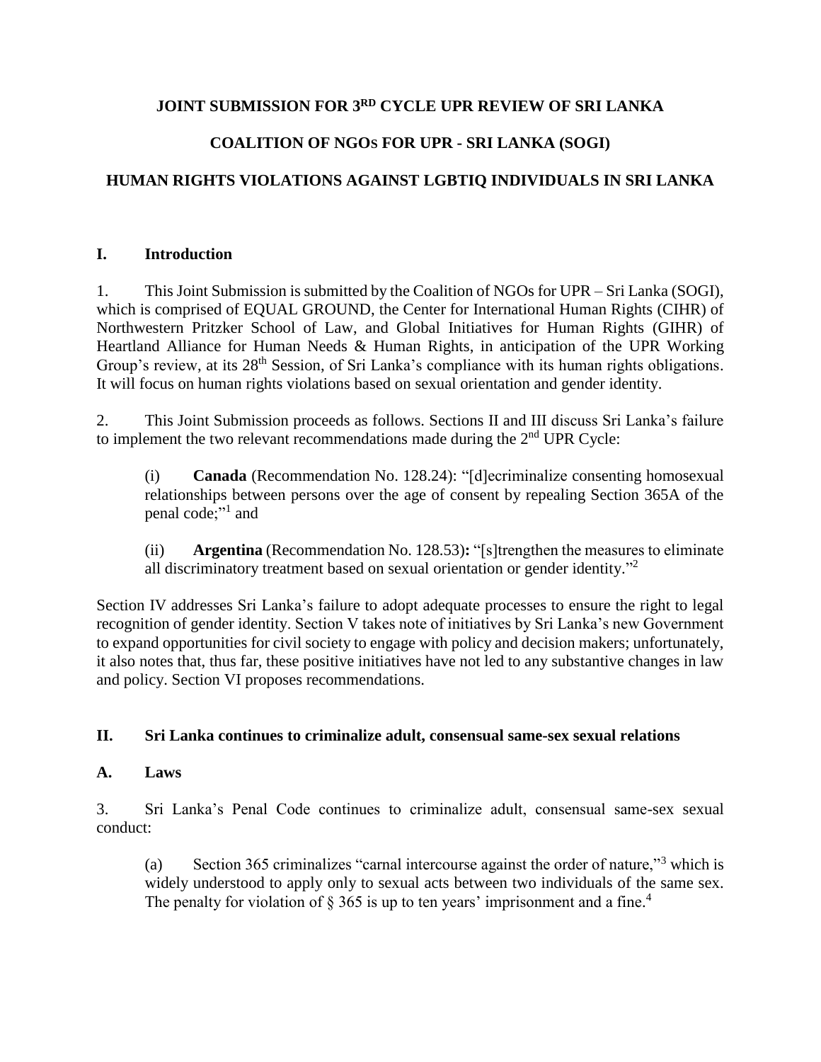# JOINT SUBMISSION FOR 3RD CYCLE UPR REVIEW OF SRI LANKA

# COALITION OF NGOs FOR UPR - SRI LANKA (SOGI)

# HUMAN RIGHTS VIOLATIONS AGAINST LGBTIQ INDIVIDUALS IN SRI LANKA

## I. Introduction

1. This Joint Submission is submitted by the Coalition of NGOs for UPR – Sri Lanka (SOGI), which is comprised of EQUAL GROUND, the Center for International Human Rights (CIHR) of Northwestern Pritzker School of Law, and Global Initiatives for Human Rights (GIHR) of Heartland Alliance for Human Needs & Human Rights, in anticipation of the UPR Working Group's review, at its 28th Session, of Sri Lanka's compliance with its human rights obligations. It will focus on human rights violations based on sexual orientation and gender identity.

2. This Joint Submission proceeds as follows. Sections II and III discuss Sri Lanka's failure to implement the two relevant recommendations made during the 2nd UPR Cycle:

   (i) **Canada** (Recommendation No. 128.24): "[d]ecriminalize consenting homosexual relationships between persons over the age of consent by repealing Section 365A of the penal code;"[1] and

   (ii) **Argentina** (Recommendation No. 128.53)**:** "[s]trengthen the measures to eliminate all discriminatory treatment based on sexual orientation or gender identity."[2]

Section IV addresses Sri Lanka's failure to adopt adequate processes to ensure the right to legal recognition of gender identity. Section V takes note of initiatives by Sri Lanka's new Government to expand opportunities for civil society to engage with policy and decision makers; unfortunately, it also notes that, thus far, these positive initiatives have not led to any substantive changes in law and policy. Section VI proposes recommendations.

## II. Sri Lanka continues to criminalize adult, consensual same-sex sexual relations

### A. Laws

3. Sri Lanka's Penal Code continues to criminalize adult, consensual same-sex sexual conduct:

   (a) Section 365 criminalizes "carnal intercourse against the order of nature,"[3] which is widely understood to apply only to sexual acts between two individuals of the same sex. The penalty for violation of § 365 is up to ten years' imprisonment and a fine.[4]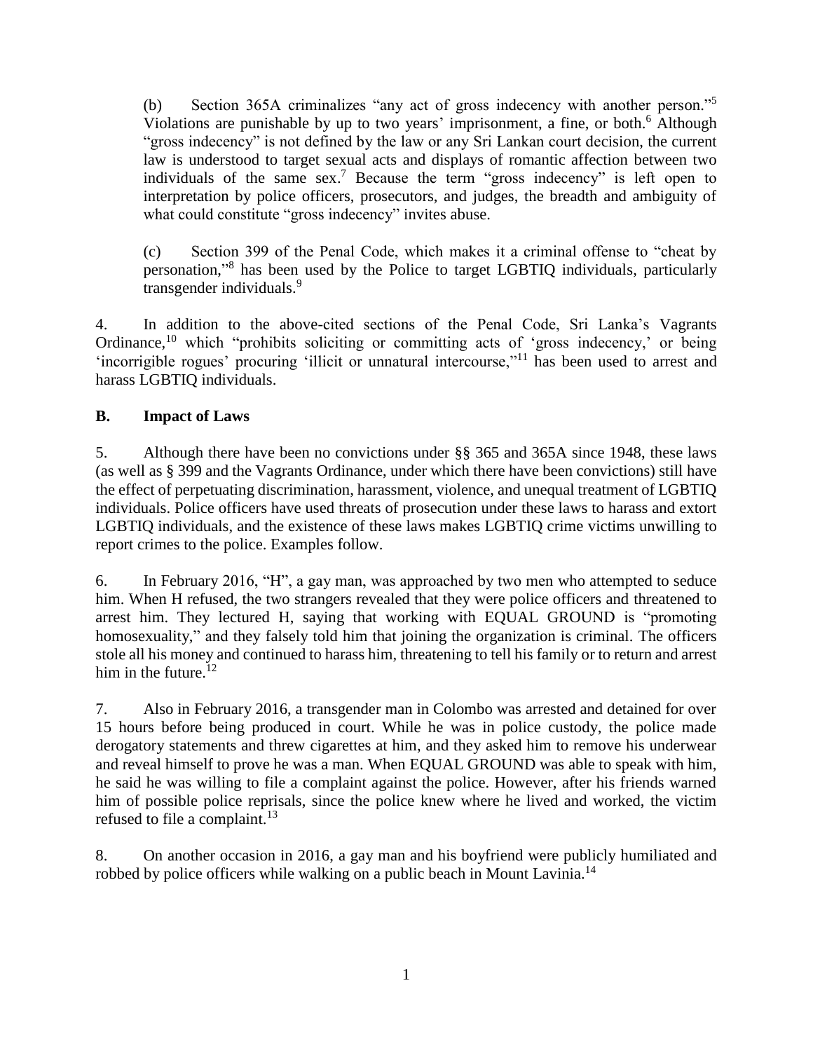(b) Section 365A criminalizes "any act of gross indecency with another person."[5] Violations are punishable by up to two years' imprisonment, a fine, or both.[6] Although "gross indecency" is not defined by the law or any Sri Lankan court decision, the current law is understood to target sexual acts and displays of romantic affection between two individuals of the same sex.[7] Because the term "gross indecency" is left open to interpretation by police officers, prosecutors, and judges, the breadth and ambiguity of what could constitute "gross indecency" invites abuse.

(c) Section 399 of the Penal Code, which makes it a criminal offense to "cheat by personation,"[8] has been used by the Police to target LGBTIQ individuals, particularly transgender individuals.[9]

4. In addition to the above-cited sections of the Penal Code, Sri Lanka's Vagrants Ordinance,[10] which "prohibits soliciting or committing acts of 'gross indecency,' or being 'incorrigible rogues' procuring 'illicit or unnatural intercourse,"[11] has been used to arrest and harass LGBTIQ individuals.

## B. Impact of Laws

5. Although there have been no convictions under §§ 365 and 365A since 1948, these laws (as well as § 399 and the Vagrants Ordinance, under which there have been convictions) still have the effect of perpetuating discrimination, harassment, violence, and unequal treatment of LGBTIQ individuals. Police officers have used threats of prosecution under these laws to harass and extort LGBTIQ individuals, and the existence of these laws makes LGBTIQ crime victims unwilling to report crimes to the police. Examples follow.

6. In February 2016, "H", a gay man, was approached by two men who attempted to seduce him. When H refused, the two strangers revealed that they were police officers and threatened to arrest him. They lectured H, saying that working with EQUAL GROUND is "promoting homosexuality," and they falsely told him that joining the organization is criminal. The officers stole all his money and continued to harass him, threatening to tell his family or to return and arrest him in the future.[12]

7. Also in February 2016, a transgender man in Colombo was arrested and detained for over 15 hours before being produced in court. While he was in police custody, the police made derogatory statements and threw cigarettes at him, and they asked him to remove his underwear and reveal himself to prove he was a man. When EQUAL GROUND was able to speak with him, he said he was willing to file a complaint against the police. However, after his friends warned him of possible police reprisals, since the police knew where he lived and worked, the victim refused to file a complaint.[13]

8. On another occasion in 2016, a gay man and his boyfriend were publicly humiliated and robbed by police officers while walking on a public beach in Mount Lavinia.[14]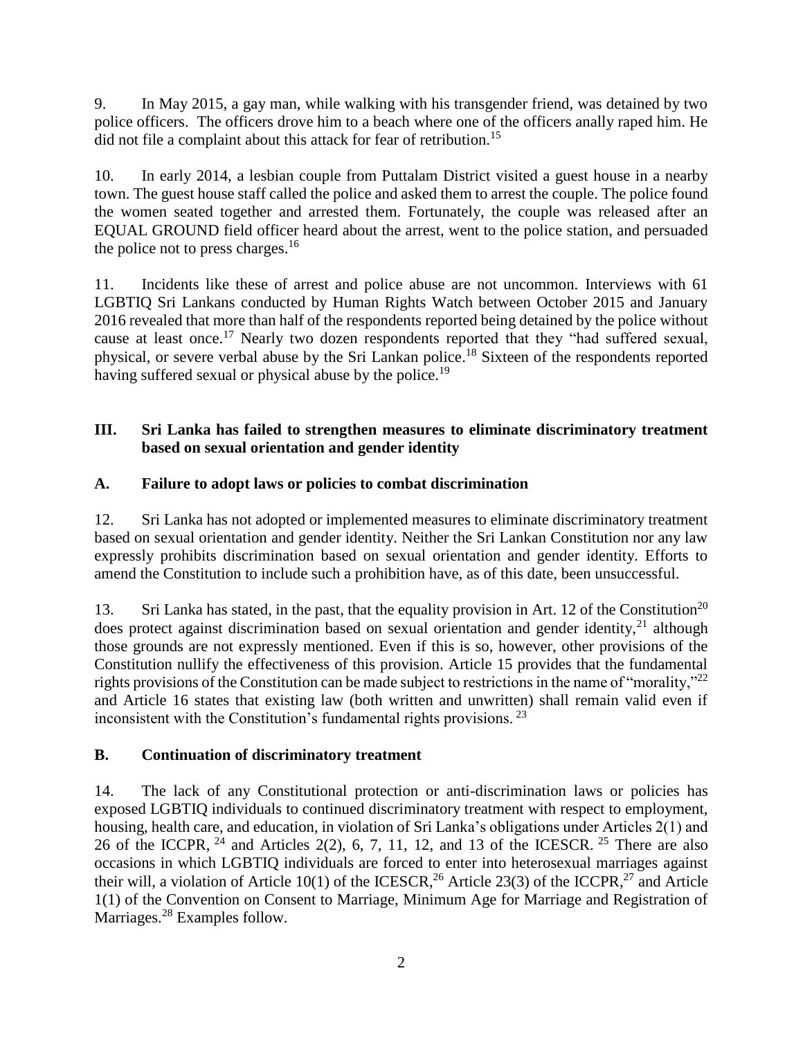9. In May 2015, a gay man, while walking with his transgender friend, was detained by two police officers. The officers drove him to a beach where one of the officers anally raped him. He did not file a complaint about this attack for fear of retribution.[15]

10. In early 2014, a lesbian couple from Puttalam District visited a guest house in a nearby town. The guest house staff called the police and asked them to arrest the couple. The police found the women seated together and arrested them. Fortunately, the couple was released after an EQUAL GROUND field officer heard about the arrest, went to the police station, and persuaded the police not to press charges.[16]

11. Incidents like these of arrest and police abuse are not uncommon. Interviews with 61 LGBTIQ Sri Lankans conducted by Human Rights Watch between October 2015 and January 2016 revealed that more than half of the respondents reported being detained by the police without cause at least once.[17] Nearly two dozen respondents reported that they "had suffered sexual, physical, or severe verbal abuse by the Sri Lankan police.[18] Sixteen of the respondents reported having suffered sexual or physical abuse by the police.[19]

## III. Sri Lanka has failed to strengthen measures to eliminate discriminatory treatment based on sexual orientation and gender identity

### A. Failure to adopt laws or policies to combat discrimination

12. Sri Lanka has not adopted or implemented measures to eliminate discriminatory treatment based on sexual orientation and gender identity. Neither the Sri Lankan Constitution nor any law expressly prohibits discrimination based on sexual orientation and gender identity. Efforts to amend the Constitution to include such a prohibition have, as of this date, been unsuccessful.

13. Sri Lanka has stated, in the past, that the equality provision in Art. 12 of the Constitution[20] does protect against discrimination based on sexual orientation and gender identity,[21] although those grounds are not expressly mentioned. Even if this is so, however, other provisions of the Constitution nullify the effectiveness of this provision. Article 15 provides that the fundamental rights provisions of the Constitution can be made subject to restrictions in the name of "morality,"[22] and Article 16 states that existing law (both written and unwritten) shall remain valid even if inconsistent with the Constitution's fundamental rights provisions.[23]

### B. Continuation of discriminatory treatment

14. The lack of any Constitutional protection or anti-discrimination laws or policies has exposed LGBTIQ individuals to continued discriminatory treatment with respect to employment, housing, health care, and education, in violation of Sri Lanka's obligations under Articles 2(1) and 26 of the ICCPR,[24] and Articles 2(2), 6, 7, 11, 12, and 13 of the ICESCR.[25] There are also occasions in which LGBTIQ individuals are forced to enter into heterosexual marriages against their will, a violation of Article 10(1) of the ICESCR,[26] Article 23(3) of the ICCPR,[27] and Article 1(1) of the Convention on Consent to Marriage, Minimum Age for Marriage and Registration of Marriages.[28] Examples follow.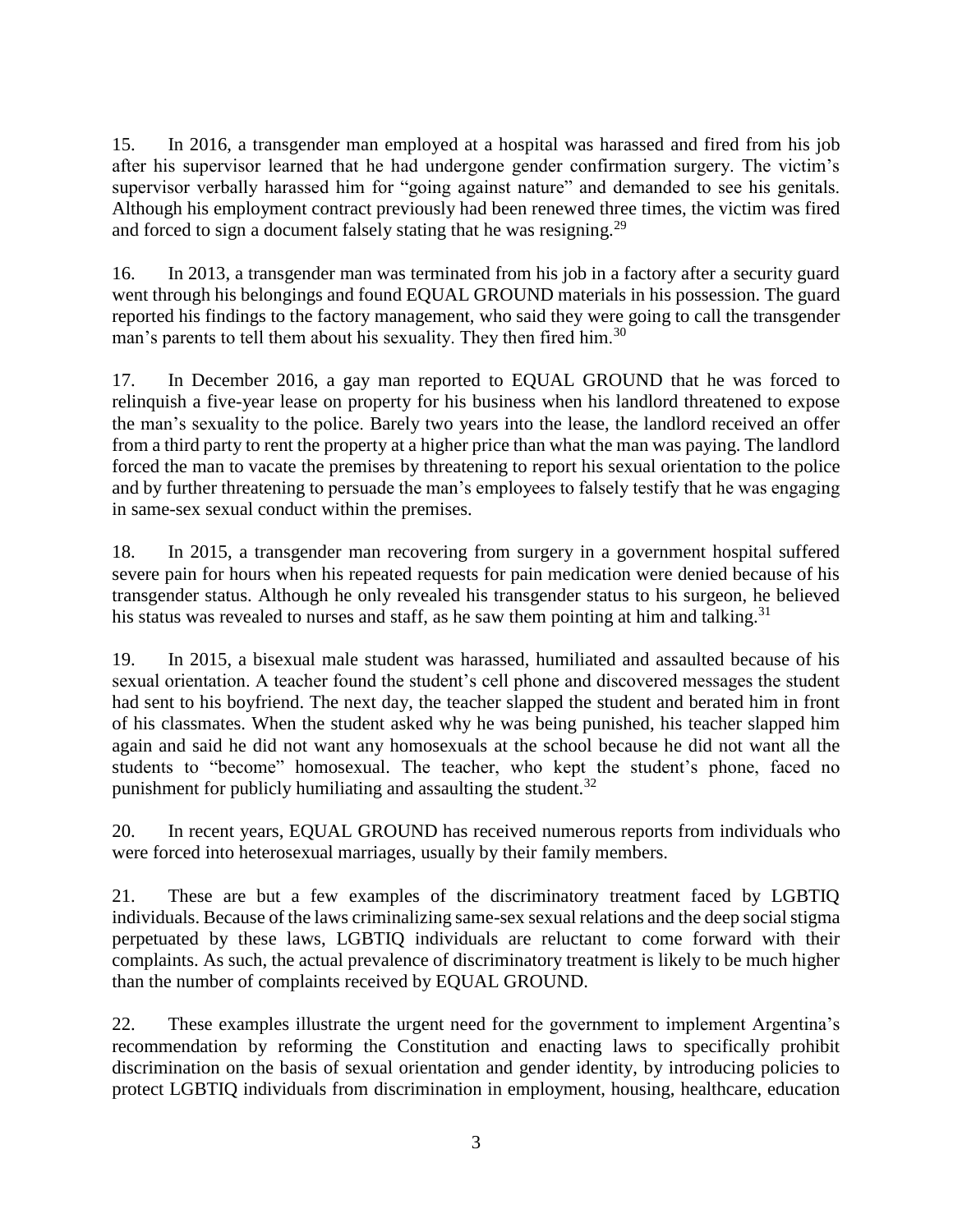15. In 2016, a transgender man employed at a hospital was harassed and fired from his job after his supervisor learned that he had undergone gender confirmation surgery. The victim's supervisor verbally harassed him for "going against nature" and demanded to see his genitals. Although his employment contract previously had been renewed three times, the victim was fired and forced to sign a document falsely stating that he was resigning.[29]

16. In 2013, a transgender man was terminated from his job in a factory after a security guard went through his belongings and found EQUAL GROUND materials in his possession. The guard reported his findings to the factory management, who said they were going to call the transgender man's parents to tell them about his sexuality. They then fired him.[30]

17. In December 2016, a gay man reported to EQUAL GROUND that he was forced to relinquish a five-year lease on property for his business when his landlord threatened to expose the man's sexuality to the police. Barely two years into the lease, the landlord received an offer from a third party to rent the property at a higher price than what the man was paying. The landlord forced the man to vacate the premises by threatening to report his sexual orientation to the police and by further threatening to persuade the man's employees to falsely testify that he was engaging in same-sex sexual conduct within the premises.

18. In 2015, a transgender man recovering from surgery in a government hospital suffered severe pain for hours when his repeated requests for pain medication were denied because of his transgender status. Although he only revealed his transgender status to his surgeon, he believed his status was revealed to nurses and staff, as he saw them pointing at him and talking.[31]

19. In 2015, a bisexual male student was harassed, humiliated and assaulted because of his sexual orientation. A teacher found the student's cell phone and discovered messages the student had sent to his boyfriend. The next day, the teacher slapped the student and berated him in front of his classmates. When the student asked why he was being punished, his teacher slapped him again and said he did not want any homosexuals at the school because he did not want all the students to "become" homosexual. The teacher, who kept the student's phone, faced no punishment for publicly humiliating and assaulting the student.[32]

20. In recent years, EQUAL GROUND has received numerous reports from individuals who were forced into heterosexual marriages, usually by their family members.

21. These are but a few examples of the discriminatory treatment faced by LGBTIQ individuals. Because of the laws criminalizing same-sex sexual relations and the deep social stigma perpetuated by these laws, LGBTIQ individuals are reluctant to come forward with their complaints. As such, the actual prevalence of discriminatory treatment is likely to be much higher than the number of complaints received by EQUAL GROUND.

22. These examples illustrate the urgent need for the government to implement Argentina's recommendation by reforming the Constitution and enacting laws to specifically prohibit discrimination on the basis of sexual orientation and gender identity, by introducing policies to protect LGBTIQ individuals from discrimination in employment, housing, healthcare, education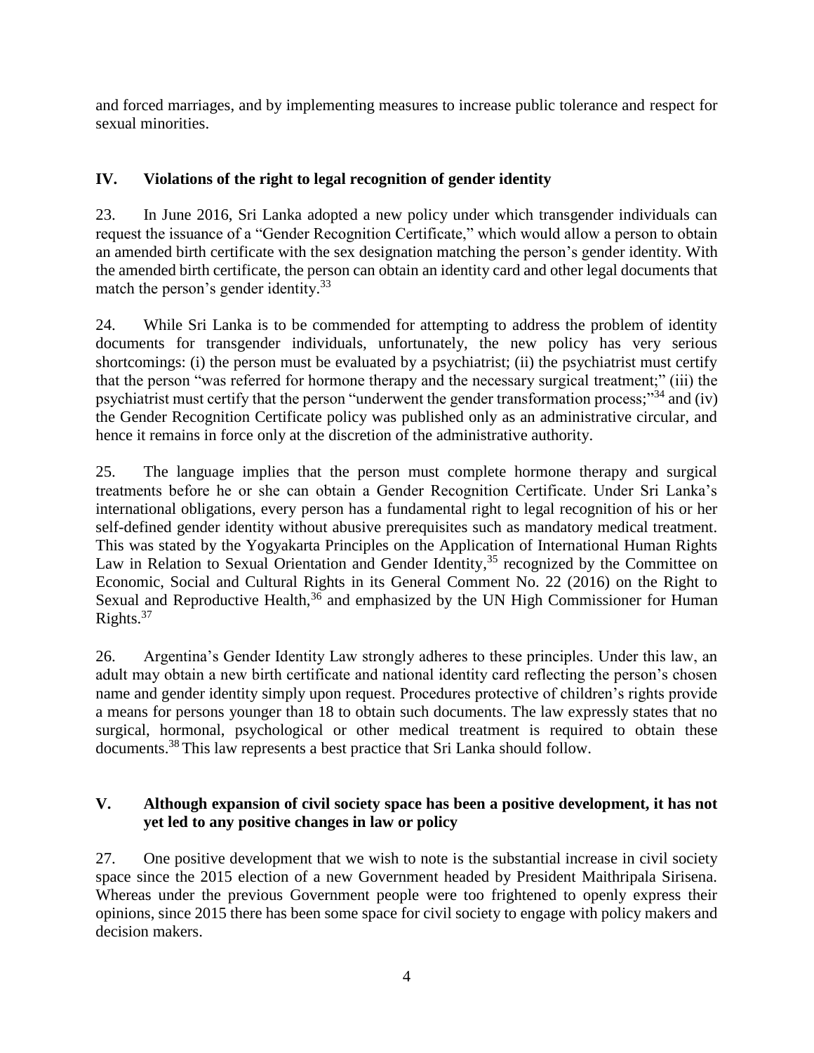and forced marriages, and by implementing measures to increase public tolerance and respect for sexual minorities.

## IV. Violations of the right to legal recognition of gender identity

23. In June 2016, Sri Lanka adopted a new policy under which transgender individuals can request the issuance of a "Gender Recognition Certificate," which would allow a person to obtain an amended birth certificate with the sex designation matching the person's gender identity. With the amended birth certificate, the person can obtain an identity card and other legal documents that match the person's gender identity.[33]

24. While Sri Lanka is to be commended for attempting to address the problem of identity documents for transgender individuals, unfortunately, the new policy has very serious shortcomings: (i) the person must be evaluated by a psychiatrist; (ii) the psychiatrist must certify that the person "was referred for hormone therapy and the necessary surgical treatment;" (iii) the psychiatrist must certify that the person "underwent the gender transformation process;"[34] and (iv) the Gender Recognition Certificate policy was published only as an administrative circular, and hence it remains in force only at the discretion of the administrative authority.

25. The language implies that the person must complete hormone therapy and surgical treatments before he or she can obtain a Gender Recognition Certificate. Under Sri Lanka's international obligations, every person has a fundamental right to legal recognition of his or her self-defined gender identity without abusive prerequisites such as mandatory medical treatment. This was stated by the Yogyakarta Principles on the Application of International Human Rights Law in Relation to Sexual Orientation and Gender Identity,[35] recognized by the Committee on Economic, Social and Cultural Rights in its General Comment No. 22 (2016) on the Right to Sexual and Reproductive Health,[36] and emphasized by the UN High Commissioner for Human Rights.[37]

26. Argentina's Gender Identity Law strongly adheres to these principles. Under this law, an adult may obtain a new birth certificate and national identity card reflecting the person's chosen name and gender identity simply upon request. Procedures protective of children's rights provide a means for persons younger than 18 to obtain such documents. The law expressly states that no surgical, hormonal, psychological or other medical treatment is required to obtain these documents.[38] This law represents a best practice that Sri Lanka should follow.

## V. Although expansion of civil society space has been a positive development, it has not yet led to any positive changes in law or policy

27. One positive development that we wish to note is the substantial increase in civil society space since the 2015 election of a new Government headed by President Maithripala Sirisena. Whereas under the previous Government people were too frightened to openly express their opinions, since 2015 there has been some space for civil society to engage with policy makers and decision makers.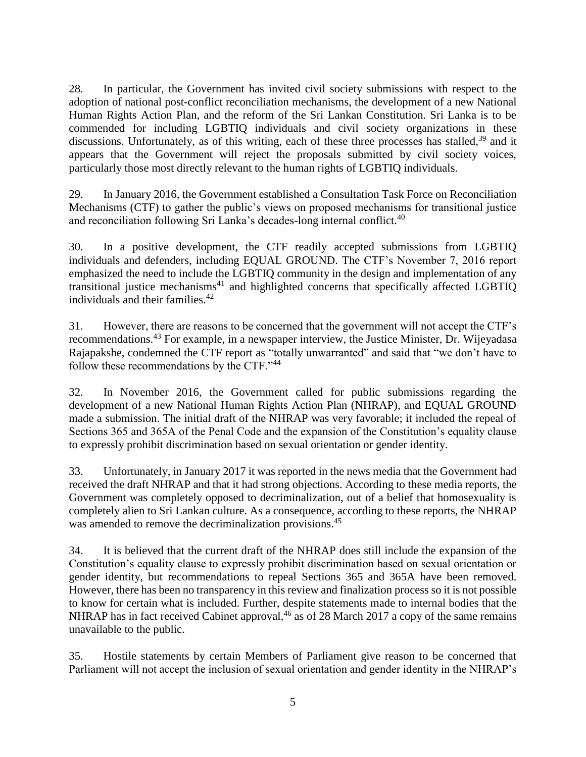28. In particular, the Government has invited civil society submissions with respect to the adoption of national post-conflict reconciliation mechanisms, the development of a new National Human Rights Action Plan, and the reform of the Sri Lankan Constitution. Sri Lanka is to be commended for including LGBTIQ individuals and civil society organizations in these discussions. Unfortunately, as of this writing, each of these three processes has stalled,[39] and it appears that the Government will reject the proposals submitted by civil society voices, particularly those most directly relevant to the human rights of LGBTIQ individuals.

29. In January 2016, the Government established a Consultation Task Force on Reconciliation Mechanisms (CTF) to gather the public's views on proposed mechanisms for transitional justice and reconciliation following Sri Lanka's decades-long internal conflict.[40]

30. In a positive development, the CTF readily accepted submissions from LGBTIQ individuals and defenders, including EQUAL GROUND. The CTF's November 7, 2016 report emphasized the need to include the LGBTIQ community in the design and implementation of any transitional justice mechanisms[41] and highlighted concerns that specifically affected LGBTIQ individuals and their families.[42]

31. However, there are reasons to be concerned that the government will not accept the CTF's recommendations.[43] For example, in a newspaper interview, the Justice Minister, Dr. Wijeyadasa Rajapakshe, condemned the CTF report as "totally unwarranted" and said that "we don't have to follow these recommendations by the CTF."[44]

32. In November 2016, the Government called for public submissions regarding the development of a new National Human Rights Action Plan (NHRAP), and EQUAL GROUND made a submission. The initial draft of the NHRAP was very favorable; it included the repeal of Sections 365 and 365A of the Penal Code and the expansion of the Constitution's equality clause to expressly prohibit discrimination based on sexual orientation or gender identity.

33. Unfortunately, in January 2017 it was reported in the news media that the Government had received the draft NHRAP and that it had strong objections. According to these media reports, the Government was completely opposed to decriminalization, out of a belief that homosexuality is completely alien to Sri Lankan culture. As a consequence, according to these reports, the NHRAP was amended to remove the decriminalization provisions.[45]

34. It is believed that the current draft of the NHRAP does still include the expansion of the Constitution's equality clause to expressly prohibit discrimination based on sexual orientation or gender identity, but recommendations to repeal Sections 365 and 365A have been removed. However, there has been no transparency in this review and finalization process so it is not possible to know for certain what is included. Further, despite statements made to internal bodies that the NHRAP has in fact received Cabinet approval,[46] as of 28 March 2017 a copy of the same remains unavailable to the public.

35. Hostile statements by certain Members of Parliament give reason to be concerned that Parliament will not accept the inclusion of sexual orientation and gender identity in the NHRAP's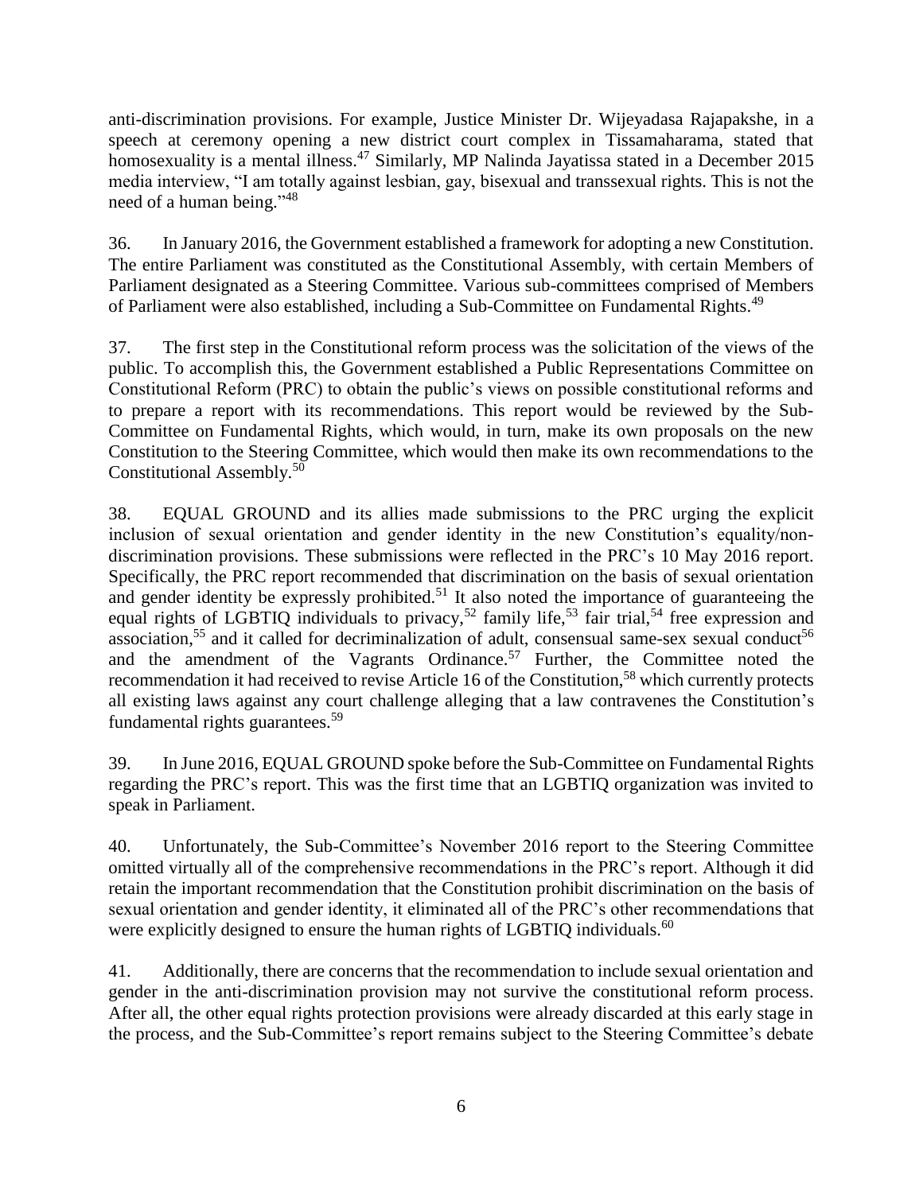anti-discrimination provisions. For example, Justice Minister Dr. Wijeyadasa Rajapakshe, in a speech at ceremony opening a new district court complex in Tissamaharama, stated that homosexuality is a mental illness.[47] Similarly, MP Nalinda Jayatissa stated in a December 2015 media interview, "I am totally against lesbian, gay, bisexual and transsexual rights. This is not the need of a human being."[48]

36. In January 2016, the Government established a framework for adopting a new Constitution. The entire Parliament was constituted as the Constitutional Assembly, with certain Members of Parliament designated as a Steering Committee. Various sub-committees comprised of Members of Parliament were also established, including a Sub-Committee on Fundamental Rights.[49]

37. The first step in the Constitutional reform process was the solicitation of the views of the public. To accomplish this, the Government established a Public Representations Committee on Constitutional Reform (PRC) to obtain the public's views on possible constitutional reforms and to prepare a report with its recommendations. This report would be reviewed by the Sub-Committee on Fundamental Rights, which would, in turn, make its own proposals on the new Constitution to the Steering Committee, which would then make its own recommendations to the Constitutional Assembly.[50]

38. EQUAL GROUND and its allies made submissions to the PRC urging the explicit inclusion of sexual orientation and gender identity in the new Constitution's equality/non-discrimination provisions. These submissions were reflected in the PRC's 10 May 2016 report. Specifically, the PRC report recommended that discrimination on the basis of sexual orientation and gender identity be expressly prohibited.[51] It also noted the importance of guaranteeing the equal rights of LGBTIQ individuals to privacy,[52] family life,[53] fair trial,[54] free expression and association,[55] and it called for decriminalization of adult, consensual same-sex sexual conduct[56] and the amendment of the Vagrants Ordinance.[57] Further, the Committee noted the recommendation it had received to revise Article 16 of the Constitution,[58] which currently protects all existing laws against any court challenge alleging that a law contravenes the Constitution's fundamental rights guarantees.[59]

39. In June 2016, EQUAL GROUND spoke before the Sub-Committee on Fundamental Rights regarding the PRC's report. This was the first time that an LGBTIQ organization was invited to speak in Parliament.

40. Unfortunately, the Sub-Committee's November 2016 report to the Steering Committee omitted virtually all of the comprehensive recommendations in the PRC's report. Although it did retain the important recommendation that the Constitution prohibit discrimination on the basis of sexual orientation and gender identity, it eliminated all of the PRC's other recommendations that were explicitly designed to ensure the human rights of LGBTIQ individuals.[60]

41. Additionally, there are concerns that the recommendation to include sexual orientation and gender in the anti-discrimination provision may not survive the constitutional reform process. After all, the other equal rights protection provisions were already discarded at this early stage in the process, and the Sub-Committee's report remains subject to the Steering Committee's debate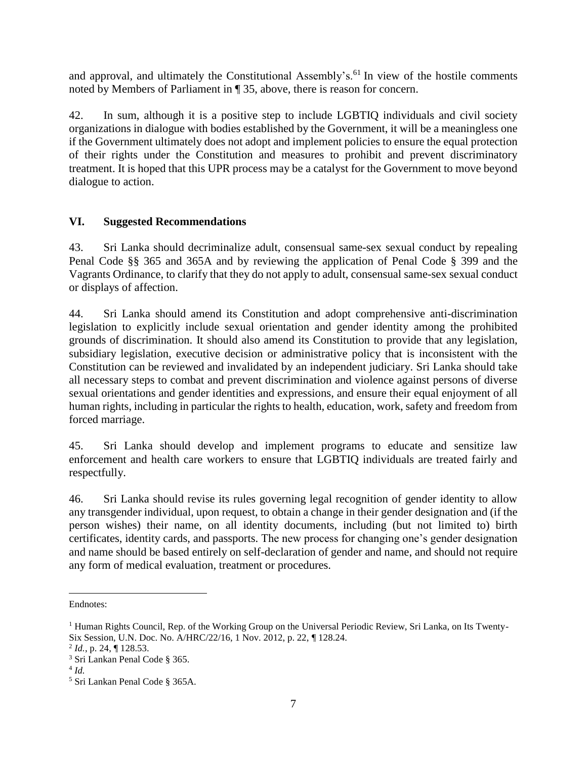and approval, and ultimately the Constitutional Assembly's.[61] In view of the hostile comments noted by Members of Parliament in ¶ 35, above, there is reason for concern.

42. In sum, although it is a positive step to include LGBTIQ individuals and civil society organizations in dialogue with bodies established by the Government, it will be a meaningless one if the Government ultimately does not adopt and implement policies to ensure the equal protection of their rights under the Constitution and measures to prohibit and prevent discriminatory treatment. It is hoped that this UPR process may be a catalyst for the Government to move beyond dialogue to action.

## VI. Suggested Recommendations

43. Sri Lanka should decriminalize adult, consensual same-sex sexual conduct by repealing Penal Code §§ 365 and 365A and by reviewing the application of Penal Code § 399 and the Vagrants Ordinance, to clarify that they do not apply to adult, consensual same-sex sexual conduct or displays of affection.

44. Sri Lanka should amend its Constitution and adopt comprehensive anti-discrimination legislation to explicitly include sexual orientation and gender identity among the prohibited grounds of discrimination. It should also amend its Constitution to provide that any legislation, subsidiary legislation, executive decision or administrative policy that is inconsistent with the Constitution can be reviewed and invalidated by an independent judiciary. Sri Lanka should take all necessary steps to combat and prevent discrimination and violence against persons of diverse sexual orientations and gender identities and expressions, and ensure their equal enjoyment of all human rights, including in particular the rights to health, education, work, safety and freedom from forced marriage.

45. Sri Lanka should develop and implement programs to educate and sensitize law enforcement and health care workers to ensure that LGBTIQ individuals are treated fairly and respectfully.

46. Sri Lanka should revise its rules governing legal recognition of gender identity to allow any transgender individual, upon request, to obtain a change in their gender designation and (if the person wishes) their name, on all identity documents, including (but not limited to) birth certificates, identity cards, and passports. The new process for changing one's gender designation and name should be based entirely on self-declaration of gender and name, and should not require any form of medical evaluation, treatment or procedures.

---

Endnotes:

[1] Human Rights Council, Rep. of the Working Group on the Universal Periodic Review, Sri Lanka, on Its Twenty-Six Session, U.N. Doc. No. A/HRC/22/16, 1 Nov. 2012, p. 22, ¶ 128.24.

[2] *Id.*, p. 24, ¶ 128.53.

[3] Sri Lankan Penal Code § 365.

[4] *Id.*

[5] Sri Lankan Penal Code § 365A.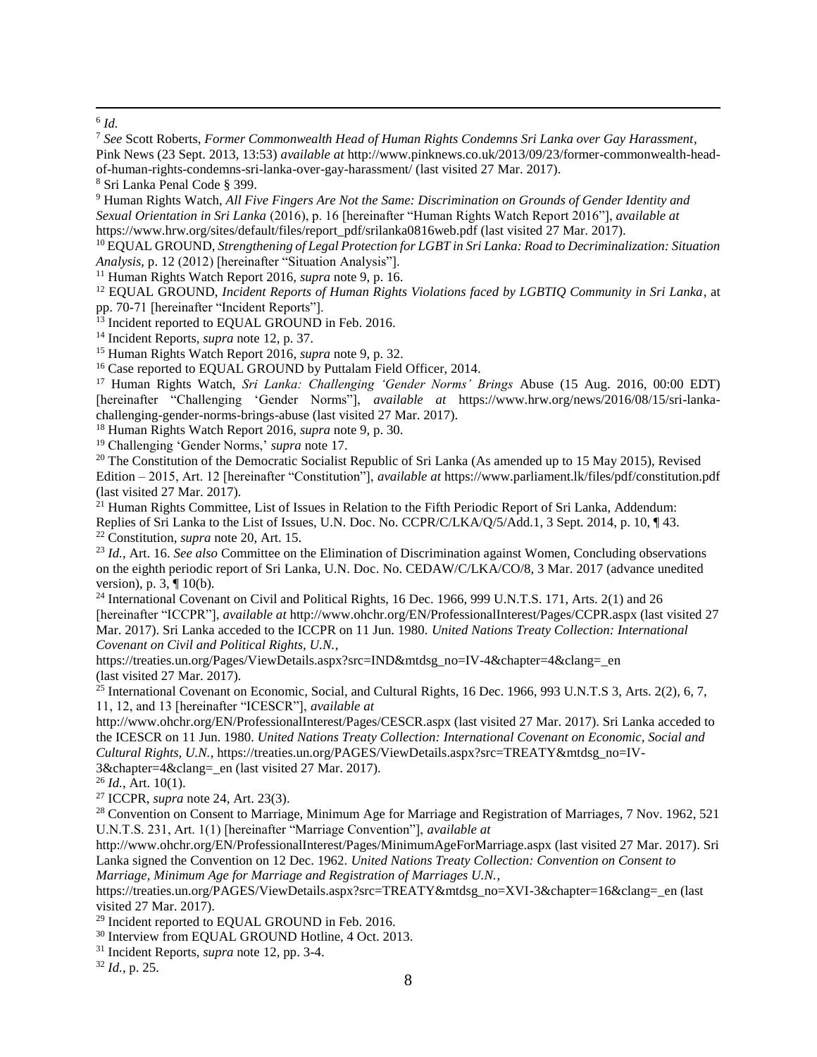[6] *Id.*

[7] *See* Scott Roberts, *Former Commonwealth Head of Human Rights Condemns Sri Lanka over Gay Harassment*, Pink News (23 Sept. 2013, 13:53) *available at* http://www.pinknews.co.uk/2013/09/23/former-commonwealth-head-of-human-rights-condemns-sri-lanka-over-gay-harassment/ (last visited 27 Mar. 2017).

[8] Sri Lanka Penal Code § 399.

[9] Human Rights Watch, *All Five Fingers Are Not the Same: Discrimination on Grounds of Gender Identity and Sexual Orientation in Sri Lanka* (2016), p. 16 [hereinafter "Human Rights Watch Report 2016"], *available at* https://www.hrw.org/sites/default/files/report_pdf/srilanka0816web.pdf (last visited 27 Mar. 2017).

[10] EQUAL GROUND, *Strengthening of Legal Protection for LGBT in Sri Lanka: Road to Decriminalization: Situation Analysis*, p. 12 (2012) [hereinafter "Situation Analysis"].

[11] Human Rights Watch Report 2016, *supra* note 9, p. 16.

[12] EQUAL GROUND, *Incident Reports of Human Rights Violations faced by LGBTIQ Community in Sri Lanka*, at pp. 70-71 [hereinafter "Incident Reports"].

[13] Incident reported to EQUAL GROUND in Feb. 2016.

[14] Incident Reports, *supra* note 12, p. 37.

[15] Human Rights Watch Report 2016, *supra* note 9, p. 32.

[16] Case reported to EQUAL GROUND by Puttalam Field Officer, 2014.

[17] Human Rights Watch, *Sri Lanka: Challenging 'Gender Norms' Brings* Abuse (15 Aug. 2016, 00:00 EDT) [hereinafter "Challenging 'Gender Norms"], *available at* https://www.hrw.org/news/2016/08/15/sri-lanka-challenging-gender-norms-brings-abuse (last visited 27 Mar. 2017).

[18] Human Rights Watch Report 2016, *supra* note 9, p. 30.

[19] Challenging 'Gender Norms,' *supra* note 17.

[20] The Constitution of the Democratic Socialist Republic of Sri Lanka (As amended up to 15 May 2015), Revised Edition – 2015, Art. 12 [hereinafter "Constitution"], *available at* https://www.parliament.lk/files/pdf/constitution.pdf (last visited 27 Mar. 2017).

[21] Human Rights Committee, List of Issues in Relation to the Fifth Periodic Report of Sri Lanka, Addendum: Replies of Sri Lanka to the List of Issues, U.N. Doc. No. CCPR/C/LKA/Q/5/Add.1, 3 Sept. 2014, p. 10, ¶ 43.

[22] Constitution, *supra* note 20, Art. 15.

[23] *Id.*, Art. 16. *See also* Committee on the Elimination of Discrimination against Women, Concluding observations on the eighth periodic report of Sri Lanka, U.N. Doc. No. CEDAW/C/LKA/CO/8, 3 Mar. 2017 (advance unedited version), p. 3, ¶ 10(b).

[24] International Covenant on Civil and Political Rights, 16 Dec. 1966, 999 U.N.T.S. 171, Arts. 2(1) and 26 [hereinafter "ICCPR"], *available at* http://www.ohchr.org/EN/ProfessionalInterest/Pages/CCPR.aspx (last visited 27 Mar. 2017). Sri Lanka acceded to the ICCPR on 11 Jun. 1980. *United Nations Treaty Collection: International Covenant on Civil and Political Rights, U.N.*, https://treaties.un.org/Pages/ViewDetails.aspx?src=IND&mtdsg_no=IV-4&chapter=4&clang=_en (last visited 27 Mar. 2017).

[25] International Covenant on Economic, Social, and Cultural Rights, 16 Dec. 1966, 993 U.N.T.S 3, Arts. 2(2), 6, 7, 11, 12, and 13 [hereinafter "ICESCR"], *available at* http://www.ohchr.org/EN/ProfessionalInterest/Pages/CESCR.aspx (last visited 27 Mar. 2017). Sri Lanka acceded to the ICESCR on 11 Jun. 1980. *United Nations Treaty Collection: International Covenant on Economic, Social and Cultural Rights, U.N.*, https://treaties.un.org/PAGES/ViewDetails.aspx?src=TREATY&mtdsg_no=IV-3&chapter=4&clang=_en (last visited 27 Mar. 2017).

[26] *Id.*, Art. 10(1).

[27] ICCPR, *supra* note 24, Art. 23(3).

[28] Convention on Consent to Marriage, Minimum Age for Marriage and Registration of Marriages, 7 Nov. 1962, 521 U.N.T.S. 231, Art. 1(1) [hereinafter "Marriage Convention"], *available at* http://www.ohchr.org/EN/ProfessionalInterest/Pages/MinimumAgeForMarriage.aspx (last visited 27 Mar. 2017). Sri Lanka signed the Convention on 12 Dec. 1962. *United Nations Treaty Collection: Convention on Consent to Marriage, Minimum Age for Marriage and Registration of Marriages U.N.*, https://treaties.un.org/PAGES/ViewDetails.aspx?src=TREATY&mtdsg_no=XVI-3&chapter=16&clang=_en (last visited 27 Mar. 2017).

[29] Incident reported to EQUAL GROUND in Feb. 2016.

[30] Interview from EQUAL GROUND Hotline, 4 Oct. 2013.

[31] Incident Reports, *supra* note 12, pp. 3-4.

[32] *Id.*, p. 25.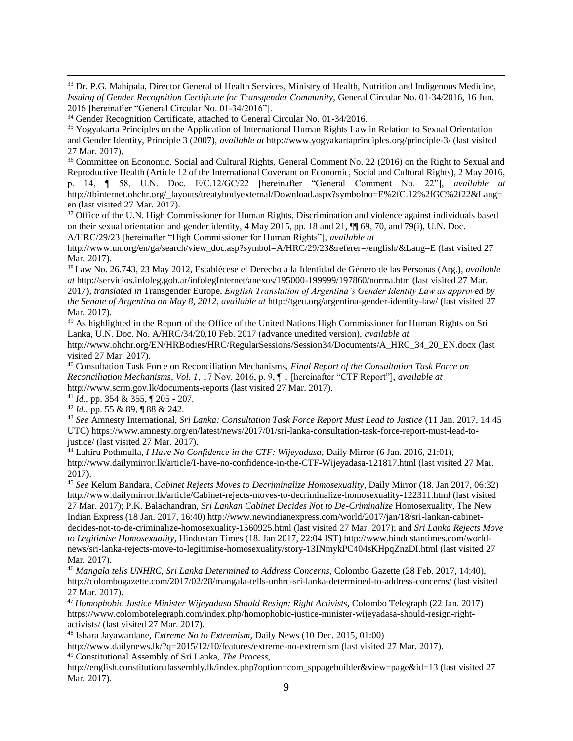[33] Dr. P.G. Mahipala, Director General of Health Services, Ministry of Health, Nutrition and Indigenous Medicine, *Issuing of Gender Recognition Certificate for Transgender Community,* General Circular No. 01-34/2016, 16 Jun. 2016 [hereinafter "General Circular No. 01-34/2016"].

[34] Gender Recognition Certificate, attached to General Circular No. 01-34/2016.

[35] Yogyakarta Principles on the Application of International Human Rights Law in Relation to Sexual Orientation and Gender Identity, Principle 3 (2007), *available at* http://www.yogyakartaprinciples.org/principle-3/ (last visited 27 Mar. 2017).

[36] Committee on Economic, Social and Cultural Rights, General Comment No. 22 (2016) on the Right to Sexual and Reproductive Health (Article 12 of the International Covenant on Economic, Social and Cultural Rights), 2 May 2016, p. 14, ¶ 58, U.N. Doc. E/C.12/GC/22 [hereinafter "General Comment No. 22"], *available at* http://tbinternet.ohchr.org/_layouts/treatybodyexternal/Download.aspx?symbolno=E%2fC.12%2fGC%2f22&Lang=en (last visited 27 Mar. 2017).

[37] Office of the U.N. High Commissioner for Human Rights, Discrimination and violence against individuals based on their sexual orientation and gender identity, 4 May 2015, pp. 18 and 21, ¶¶ 69, 70, and 79(i), U.N. Doc. A/HRC/29/23 [hereinafter "High Commissioner for Human Rights"], *available at* http://www.un.org/en/ga/search/view_doc.asp?symbol=A/HRC/29/23&referer=/english/&Lang=E (last visited 27 Mar. 2017).

[38] Law No. 26.743, 23 May 2012, Establécese el Derecho a la Identidad de Género de las Personas (Arg.), *available at* http://servicios.infoleg.gob.ar/infolegInternet/anexos/195000-199999/197860/norma.htm (last visited 27 Mar. 2017), *translated in* Transgender Europe, *English Translation of Argentina's Gender Identity Law as approved by the Senate of Argentina on May 8, 2012, available at* http://tgeu.org/argentina-gender-identity-law/ (last visited 27 Mar. 2017).

[39] As highlighted in the Report of the Office of the United Nations High Commissioner for Human Rights on Sri Lanka, U.N. Doc. No. A/HRC/34/20,10 Feb. 2017 (advance unedited version), *available at* http://www.ohchr.org/EN/HRBodies/HRC/RegularSessions/Session34/Documents/A_HRC_34_20_EN.docx (last visited 27 Mar. 2017).

[40] Consultation Task Force on Reconciliation Mechanisms, *Final Report of the Consultation Task Force on Reconciliation Mechanisms, Vol. 1*, 17 Nov. 2016, p. 9, ¶ 1 [hereinafter "CTF Report"], *available at* http://www.scrm.gov.lk/documents-reports (last visited 27 Mar. 2017).

[41] *Id.*, pp. 354 & 355, ¶ 205 - 207.

[42] *Id.*, pp. 55 & 89, ¶ 88 & 242.

[43] *See* Amnesty International, *Sri Lanka: Consultation Task Force Report Must Lead to Justice* (11 Jan. 2017, 14:45 UTC) https://www.amnesty.org/en/latest/news/2017/01/sri-lanka-consultation-task-force-report-must-lead-to-justice/ (last visited 27 Mar. 2017).

[44] Lahiru Pothmulla, *I Have No Confidence in the CTF: Wijeyadasa*, Daily Mirror (6 Jan. 2016, 21:01), http://www.dailymirror.lk/article/I-have-no-confidence-in-the-CTF-Wijeyadasa-121817.html (last visited 27 Mar. 2017).

[45] *See* Kelum Bandara, *Cabinet Rejects Moves to Decriminalize Homosexuality*, Daily Mirror (18. Jan 2017, 06:32) http://www.dailymirror.lk/article/Cabinet-rejects-moves-to-decriminalize-homosexuality-122311.html (last visited 27 Mar. 2017); P.K. Balachandran, *Sri Lankan Cabinet Decides Not to De-Criminalize* Homosexuality, The New Indian Express (18 Jan. 2017, 16:40) http://www.newindianexpress.com/world/2017/jan/18/sri-lankan-cabinet-decides-not-to-de-criminalize-homosexuality-1560925.html (last visited 27 Mar. 2017); and *Sri Lanka Rejects Move to Legitimise Homosexuality*, Hindustan Times (18. Jan 2017, 22:04 IST) http://www.hindustantimes.com/world-news/sri-lanka-rejects-move-to-legitimise-homosexuality/story-13INmykPC404sKHpqZnzDI.html (last visited 27 Mar. 2017).

[46] *Mangala tells UNHRC, Sri Lanka Determined to Address Concerns,* Colombo Gazette (28 Feb. 2017, 14:40), http://colombogazette.com/2017/02/28/mangala-tells-unhrc-sri-lanka-determined-to-address-concerns/ (last visited 27 Mar. 2017).

[47] *Homophobic Justice Minister Wijeyadasa Should Resign: Right Activists,* Colombo Telegraph (22 Jan. 2017) https://www.colombotelegraph.com/index.php/homophobic-justice-minister-wijeyadasa-should-resign-right-activists/ (last visited 27 Mar. 2017).

[48] Ishara Jayawardane, *Extreme No to Extremism*, Daily News (10 Dec. 2015, 01:00) http://www.dailynews.lk/?q=2015/12/10/features/extreme-no-extremism (last visited 27 Mar. 2017).

[49] Constitutional Assembly of Sri Lanka, *The Process*, http://english.constitutionalassembly.lk/index.php?option=com_sppagebuilder&view=page&id=13 (last visited 27 Mar. 2017).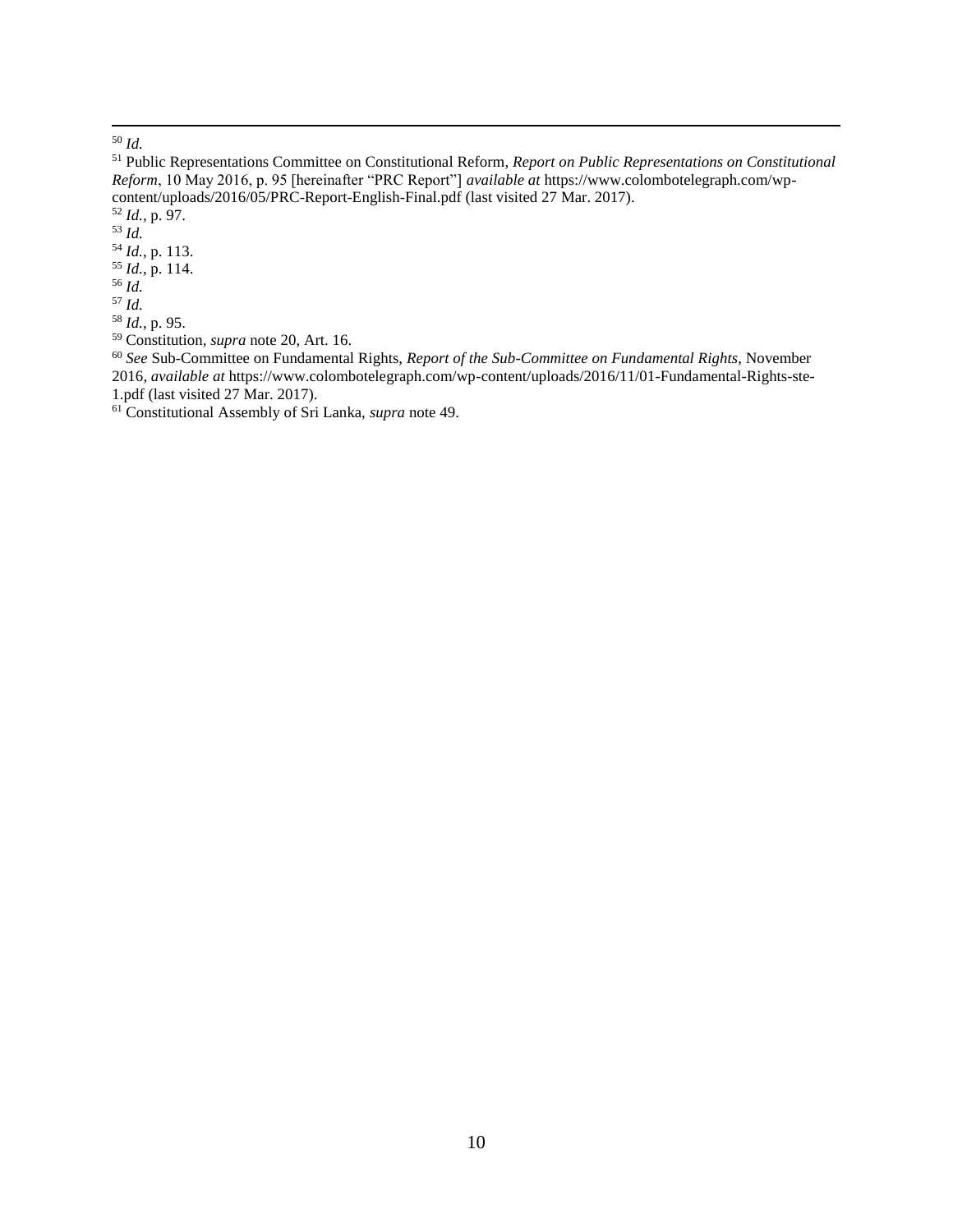[50] *Id.*

[51] Public Representations Committee on Constitutional Reform, *Report on Public Representations on Constitutional Reform*, 10 May 2016, p. 95 [hereinafter "PRC Report"] *available at* https://www.colombotelegraph.com/wp-content/uploads/2016/05/PRC-Report-English-Final.pdf (last visited 27 Mar. 2017).

[52] *Id.*, p. 97.

[53] *Id.*

[54] *Id.*, p. 113.

[55] *Id.*, p. 114.

[56] *Id.*

[57] *Id.*

[58] *Id.*, p. 95.

[59] Constitution, *supra* note 20, Art. 16.

[60] *See* Sub-Committee on Fundamental Rights, *Report of the Sub-Committee on Fundamental Rights*, November 2016, *available at* https://www.colombotelegraph.com/wp-content/uploads/2016/11/01-Fundamental-Rights-ste-1.pdf (last visited 27 Mar. 2017).

[61] Constitutional Assembly of Sri Lanka, *supra* note 49.